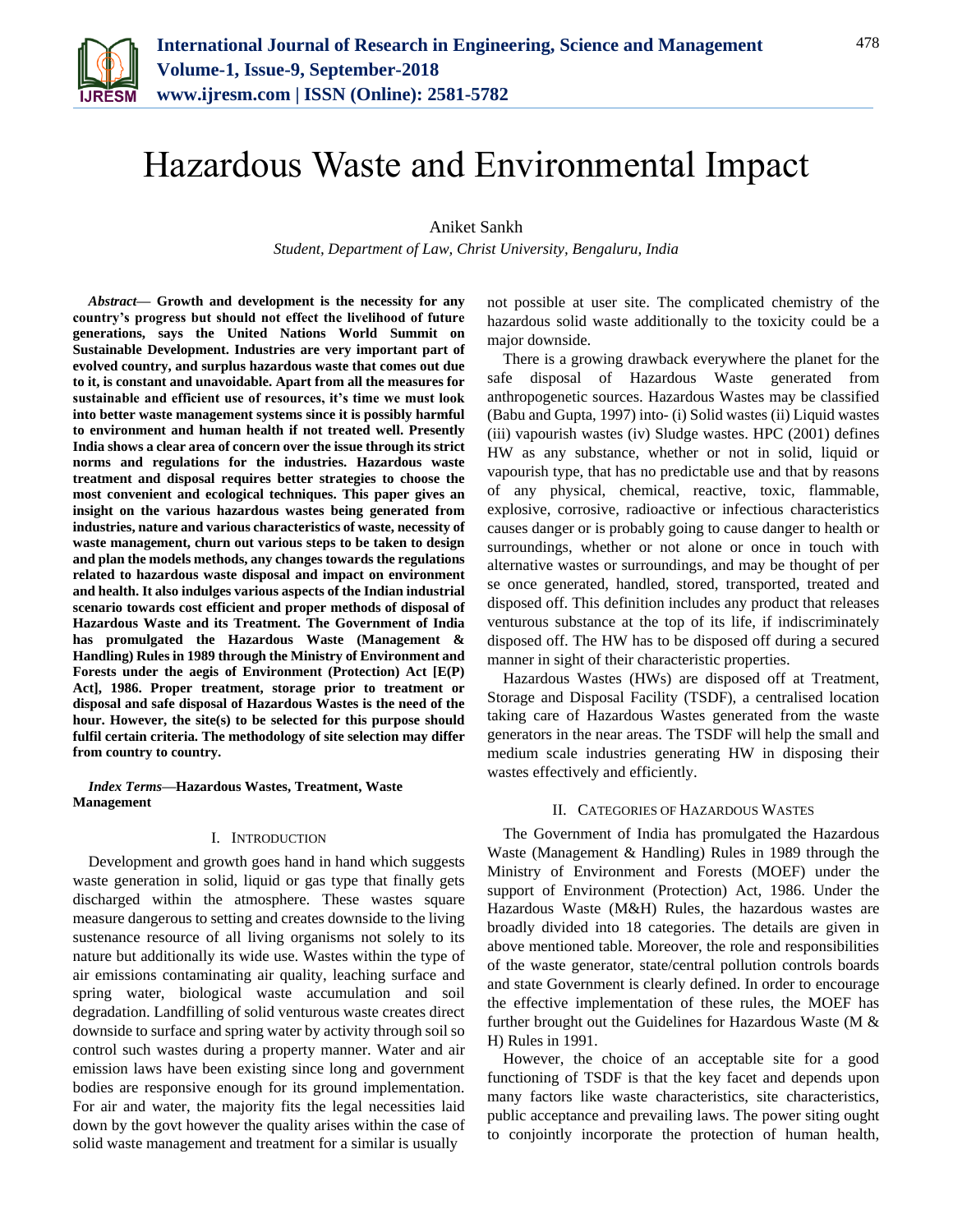# Hazardous Waste and Environmental Impact

Aniket Sankh

*Student, Department of Law, Christ University, Bengaluru, India*

***Abstract*— Growth and development is the necessity for any country's progress but should not effect the livelihood of future generations, says the United Nations World Summit on Sustainable Development. Industries are very important part of evolved country, and surplus hazardous waste that comes out due to it, is constant and unavoidable. Apart from all the measures for sustainable and efficient use of resources, it's time we must look into better waste management systems since it is possibly harmful to environment and human health if not treated well. Presently India shows a clear area of concern over the issue through its strict norms and regulations for the industries. Hazardous waste treatment and disposal requires better strategies to choose the most convenient and ecological techniques. This paper gives an insight on the various hazardous wastes being generated from industries, nature and various characteristics of waste, necessity of waste management, churn out various steps to be taken to design and plan the models methods, any changes towards the regulations related to hazardous waste disposal and impact on environment and health. It also indulges various aspects of the Indian industrial scenario towards cost efficient and proper methods of disposal of Hazardous Waste and its Treatment. The Government of India has promulgated the Hazardous Waste (Management & Handling) Rules in 1989 through the Ministry of Environment and Forests under the aegis of Environment (Protection) Act [E(P) Act], 1986. Proper treatment, storage prior to treatment or disposal and safe disposal of Hazardous Wastes is the need of the hour. However, the site(s) to be selected for this purpose should fulfil certain criteria. The methodology of site selection may differ from country to country.**

***Index Terms*—Hazardous Wastes, Treatment, Waste Management**

## I. Introduction

Development and growth goes hand in hand which suggests waste generation in solid, liquid or gas type that finally gets discharged within the atmosphere. These wastes square measure dangerous to setting and creates downside to the living sustenance resource of all living organisms not solely to its nature but additionally its wide use. Wastes within the type of air emissions contaminating air quality, leaching surface and spring water, biological waste accumulation and soil degradation. Landfilling of solid venturous waste creates direct downside to surface and spring water by activity through soil so control such wastes during a property manner. Water and air emission laws have been existing since long and government bodies are responsive enough for its ground implementation. For air and water, the majority fits the legal necessities laid down by the govt however the quality arises within the case of solid waste management and treatment for a similar is usually not possible at user site. The complicated chemistry of the hazardous solid waste additionally to the toxicity could be a major downside.

There is a growing drawback everywhere the planet for the safe disposal of Hazardous Waste generated from anthropogenetic sources. Hazardous Wastes may be classified (Babu and Gupta, 1997) into- (i) Solid wastes (ii) Liquid wastes (iii) vapourish wastes (iv) Sludge wastes. HPC (2001) defines HW as any substance, whether or not in solid, liquid or vapourish type, that has no predictable use and that by reasons of any physical, chemical, reactive, toxic, flammable, explosive, corrosive, radioactive or infectious characteristics causes danger or is probably going to cause danger to health or surroundings, whether or not alone or once in touch with alternative wastes or surroundings, and may be thought of per se once generated, handled, stored, transported, treated and disposed off. This definition includes any product that releases venturous substance at the top of its life, if indiscriminately disposed off. The HW has to be disposed off during a secured manner in sight of their characteristic properties.

Hazardous Wastes (HWs) are disposed off at Treatment, Storage and Disposal Facility (TSDF), a centralised location taking care of Hazardous Wastes generated from the waste generators in the near areas. The TSDF will help the small and medium scale industries generating HW in disposing their wastes effectively and efficiently.

## II. Categories of Hazardous Wastes

The Government of India has promulgated the Hazardous Waste (Management & Handling) Rules in 1989 through the Ministry of Environment and Forests (MOEF) under the support of Environment (Protection) Act, 1986. Under the Hazardous Waste (M&H) Rules, the hazardous wastes are broadly divided into 18 categories. The details are given in above mentioned table. Moreover, the role and responsibilities of the waste generator, state/central pollution controls boards and state Government is clearly defined. In order to encourage the effective implementation of these rules, the MOEF has further brought out the Guidelines for Hazardous Waste (M & H) Rules in 1991.

However, the choice of an acceptable site for a good functioning of TSDF is that the key facet and depends upon many factors like waste characteristics, site characteristics, public acceptance and prevailing laws. The power siting ought to conjointly incorporate the protection of human health,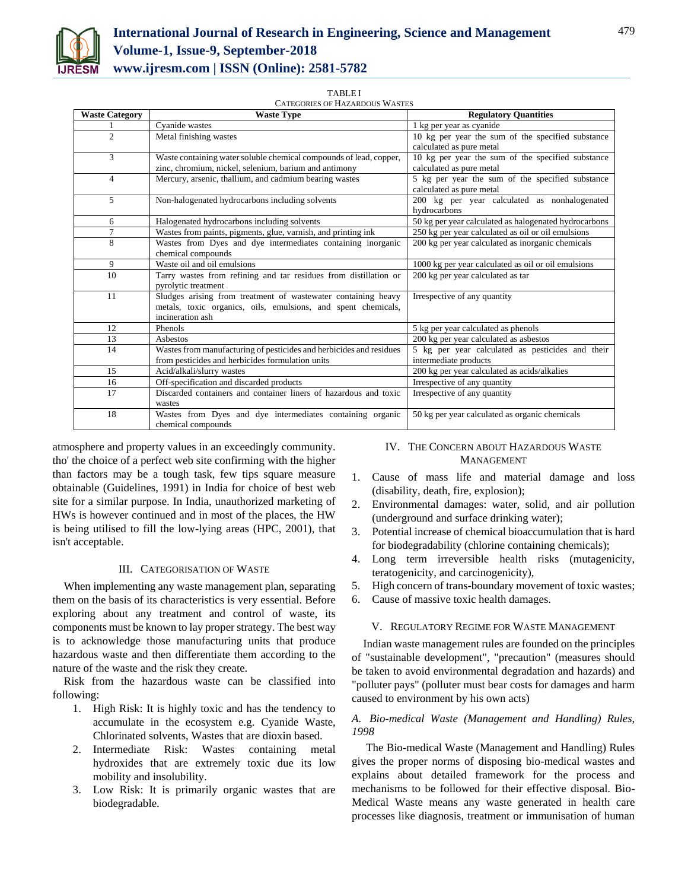TABLE I
CATEGORIES OF HAZARDOUS WASTES

| Waste Category | Waste Type | Regulatory Quantities |
|---|---|---|
| 1 | Cyanide wastes | 1 kg per year as cyanide |
| 2 | Metal finishing wastes | 10 kg per year the sum of the specified substance calculated as pure metal |
| 3 | Waste containing water soluble chemical compounds of lead, copper, zinc, chromium, nickel, selenium, barium and antimony | 10 kg per year the sum of the specified substance calculated as pure metal |
| 4 | Mercury, arsenic, thallium, and cadmium bearing wastes | 5 kg per year the sum of the specified substance calculated as pure metal |
| 5 | Non-halogenated hydrocarbons including solvents | 200 kg per year calculated as nonhalogenated hydrocarbons |
| 6 | Halogenated hydrocarbons including solvents | 50 kg per year calculated as halogenated hydrocarbons |
| 7 | Wastes from paints, pigments, glue, varnish, and printing ink | 250 kg per year calculated as oil or oil emulsions |
| 8 | Wastes from Dyes and dye intermediates containing inorganic chemical compounds | 200 kg per year calculated as inorganic chemicals |
| 9 | Waste oil and oil emulsions | 1000 kg per year calculated as oil or oil emulsions |
| 10 | Tarry wastes from refining and tar residues from distillation or pyrolytic treatment | 200 kg per year calculated as tar |
| 11 | Sludges arising from treatment of wastewater containing heavy metals, toxic organics, oils, emulsions, and spent chemicals, incineration ash | Irrespective of any quantity |
| 12 | Phenols | 5 kg per year calculated as phenols |
| 13 | Asbestos | 200 kg per year calculated as asbestos |
| 14 | Wastes from manufacturing of pesticides and herbicides and residues from pesticides and herbicides formulation units | 5 kg per year calculated as pesticides and their intermediate products |
| 15 | Acid/alkali/slurry wastes | 200 kg per year calculated as acids/alkalies |
| 16 | Off-specification and discarded products | Irrespective of any quantity |
| 17 | Discarded containers and container liners of hazardous and toxic wastes | Irrespective of any quantity |
| 18 | Wastes from Dyes and dye intermediates containing organic chemical compounds | 50 kg per year calculated as organic chemicals |

atmosphere and property values in an exceedingly community. tho' the choice of a perfect web site confirming with the higher than factors may be a tough task, few tips square measure obtainable (Guidelines, 1991) in India for choice of best web site for a similar purpose. In India, unauthorized marketing of HWs is however continued and in most of the places, the HW is being utilised to fill the low-lying areas (HPC, 2001), that isn't acceptable.

## III. Categorisation of Waste

When implementing any waste management plan, separating them on the basis of its characteristics is very essential. Before exploring about any treatment and control of waste, its components must be known to lay proper strategy. The best way is to acknowledge those manufacturing units that produce hazardous waste and then differentiate them according to the nature of the waste and the risk they create.

Risk from the hazardous waste can be classified into following:

1. High Risk: It is highly toxic and has the tendency to accumulate in the ecosystem e.g. Cyanide Waste, Chlorinated solvents, Wastes that are dioxin based.
2. Intermediate Risk: Wastes containing metal hydroxides that are extremely toxic due its low mobility and insolubility.
3. Low Risk: It is primarily organic wastes that are biodegradable.

## IV. The Concern about Hazardous Waste Management

1. Cause of mass life and material damage and loss (disability, death, fire, explosion);
2. Environmental damages: water, solid, and air pollution (underground and surface drinking water);
3. Potential increase of chemical bioaccumulation that is hard for biodegradability (chlorine containing chemicals);
4. Long term irreversible health risks (mutagenicity, teratogenicity, and carcinogenicity),
5. High concern of trans-boundary movement of toxic wastes;
6. Cause of massive toxic health damages.

## V. Regulatory Regime for Waste Management

Indian waste management rules are founded on the principles of "sustainable development", "precaution" (measures should be taken to avoid environmental degradation and hazards) and "polluter pays" (polluter must bear costs for damages and harm caused to environment by his own acts)

### *A. Bio-medical Waste (Management and Handling) Rules, 1998*

The Bio-medical Waste (Management and Handling) Rules gives the proper norms of disposing bio-medical wastes and explains about detailed framework for the process and mechanisms to be followed for their effective disposal. Bio-Medical Waste means any waste generated in health care processes like diagnosis, treatment or immunisation of human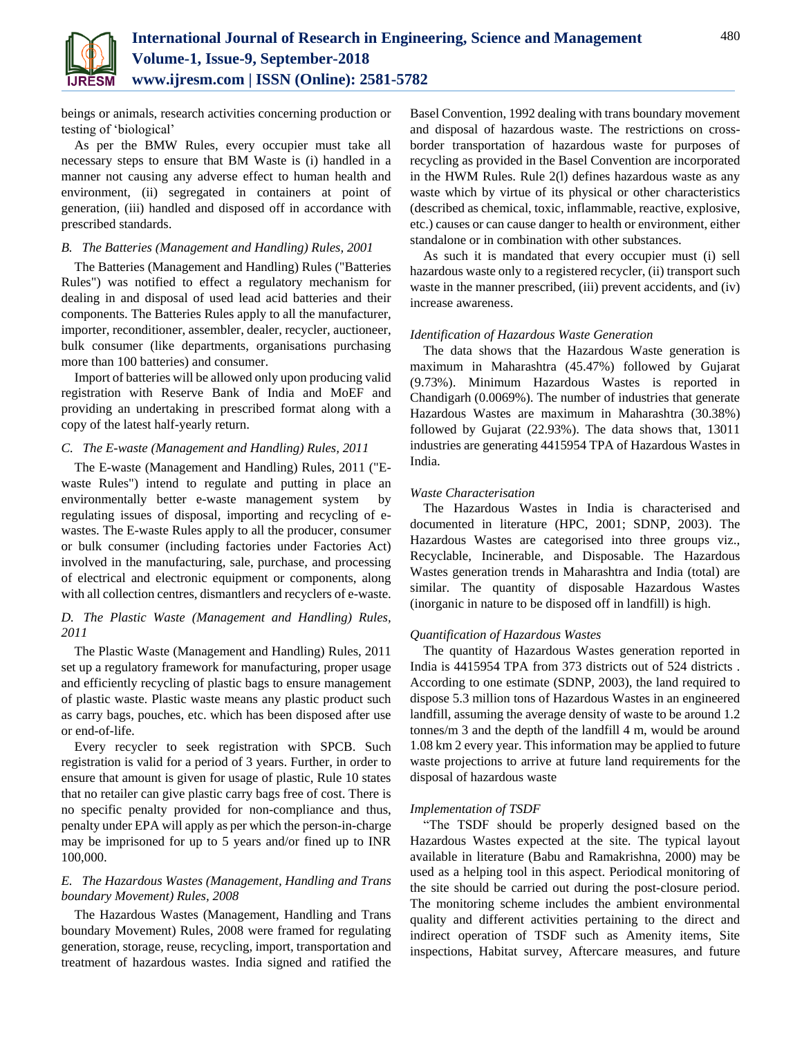beings or animals, research activities concerning production or testing of 'biological'

As per the BMW Rules, every occupier must take all necessary steps to ensure that BM Waste is (i) handled in a manner not causing any adverse effect to human health and environment, (ii) segregated in containers at point of generation, (iii) handled and disposed off in accordance with prescribed standards.

### *B. The Batteries (Management and Handling) Rules, 2001*

The Batteries (Management and Handling) Rules ("Batteries Rules") was notified to effect a regulatory mechanism for dealing in and disposal of used lead acid batteries and their components. The Batteries Rules apply to all the manufacturer, importer, reconditioner, assembler, dealer, recycler, auctioneer, bulk consumer (like departments, organisations purchasing more than 100 batteries) and consumer.

Import of batteries will be allowed only upon producing valid registration with Reserve Bank of India and MoEF and providing an undertaking in prescribed format along with a copy of the latest half-yearly return.

### *C. The E-waste (Management and Handling) Rules, 2011*

The E-waste (Management and Handling) Rules, 2011 ("E-waste Rules") intend to regulate and putting in place an environmentally better e-waste management system by regulating issues of disposal, importing and recycling of e-wastes. The E-waste Rules apply to all the producer, consumer or bulk consumer (including factories under Factories Act) involved in the manufacturing, sale, purchase, and processing of electrical and electronic equipment or components, along with all collection centres, dismantlers and recyclers of e-waste.

### *D. The Plastic Waste (Management and Handling) Rules, 2011*

The Plastic Waste (Management and Handling) Rules, 2011 set up a regulatory framework for manufacturing, proper usage and efficiently recycling of plastic bags to ensure management of plastic waste. Plastic waste means any plastic product such as carry bags, pouches, etc. which has been disposed after use or end-of-life.

Every recycler to seek registration with SPCB. Such registration is valid for a period of 3 years. Further, in order to ensure that amount is given for usage of plastic, Rule 10 states that no retailer can give plastic carry bags free of cost. There is no specific penalty provided for non-compliance and thus, penalty under EPA will apply as per which the person-in-charge may be imprisoned for up to 5 years and/or fined up to INR 100,000.

### *E. The Hazardous Wastes (Management, Handling and Trans boundary Movement) Rules, 2008*

The Hazardous Wastes (Management, Handling and Trans boundary Movement) Rules, 2008 were framed for regulating generation, storage, reuse, recycling, import, transportation and treatment of hazardous wastes. India signed and ratified the Basel Convention, 1992 dealing with trans boundary movement and disposal of hazardous waste. The restrictions on cross-border transportation of hazardous waste for purposes of recycling as provided in the Basel Convention are incorporated in the HWM Rules. Rule 2(l) defines hazardous waste as any waste which by virtue of its physical or other characteristics (described as chemical, toxic, inflammable, reactive, explosive, etc.) causes or can cause danger to health or environment, either standalone or in combination with other substances.

As such it is mandated that every occupier must (i) sell hazardous waste only to a registered recycler, (ii) transport such waste in the manner prescribed, (iii) prevent accidents, and (iv) increase awareness.

#### *Identification of Hazardous Waste Generation*

The data shows that the Hazardous Waste generation is maximum in Maharashtra (45.47%) followed by Gujarat (9.73%). Minimum Hazardous Wastes is reported in Chandigarh (0.0069%). The number of industries that generate Hazardous Wastes are maximum in Maharashtra (30.38%) followed by Gujarat (22.93%). The data shows that, 13011 industries are generating 4415954 TPA of Hazardous Wastes in India.

#### *Waste Characterisation*

The Hazardous Wastes in India is characterised and documented in literature (HPC, 2001; SDNP, 2003). The Hazardous Wastes are categorised into three groups viz., Recyclable, Incinerable, and Disposable. The Hazardous Wastes generation trends in Maharashtra and India (total) are similar. The quantity of disposable Hazardous Wastes (inorganic in nature to be disposed off in landfill) is high.

#### *Quantification of Hazardous Wastes*

The quantity of Hazardous Wastes generation reported in India is 4415954 TPA from 373 districts out of 524 districts . According to one estimate (SDNP, 2003), the land required to dispose 5.3 million tons of Hazardous Wastes in an engineered landfill, assuming the average density of waste to be around 1.2 tonnes/m 3 and the depth of the landfill 4 m, would be around 1.08 km 2 every year. This information may be applied to future waste projections to arrive at future land requirements for the disposal of hazardous waste

#### *Implementation of TSDF*

"The TSDF should be properly designed based on the Hazardous Wastes expected at the site. The typical layout available in literature (Babu and Ramakrishna, 2000) may be used as a helping tool in this aspect. Periodical monitoring of the site should be carried out during the post-closure period. The monitoring scheme includes the ambient environmental quality and different activities pertaining to the direct and indirect operation of TSDF such as Amenity items, Site inspections, Habitat survey, Aftercare measures, and future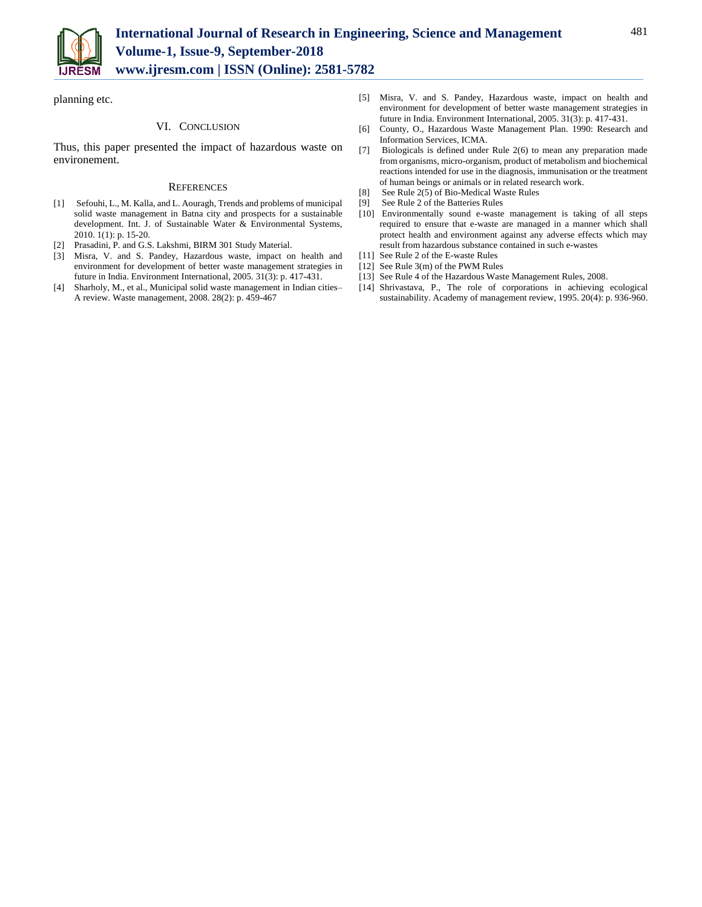planning etc.

## VI. Conclusion

Thus, this paper presented the impact of hazardous waste on environement.

## References

[1] Sefouhi, L., M. Kalla, and L. Aouragh, Trends and problems of municipal solid waste management in Batna city and prospects for a sustainable development. Int. J. of Sustainable Water & Environmental Systems, 2010. 1(1): p. 15-20.

[2] Prasadini, P. and G.S. Lakshmi, BIRM 301 Study Material.

[3] Misra, V. and S. Pandey, Hazardous waste, impact on health and environment for development of better waste management strategies in future in India. Environment International, 2005. 31(3): p. 417-431.

[4] Sharholy, M., et al., Municipal solid waste management in Indian cities–A review. Waste management, 2008. 28(2): p. 459-467

[5] Misra, V. and S. Pandey, Hazardous waste, impact on health and environment for development of better waste management strategies in future in India. Environment International, 2005. 31(3): p. 417-431.

[6] County, O., Hazardous Waste Management Plan. 1990: Research and Information Services, ICMA.

[7] Biologicals is defined under Rule 2(6) to mean any preparation made from organisms, micro-organism, product of metabolism and biochemical reactions intended for use in the diagnosis, immunisation or the treatment of human beings or animals or in related research work.

[8] See Rule 2(5) of Bio-Medical Waste Rules

[9] See Rule 2 of the Batteries Rules

[10] Environmentally sound e-waste management is taking of all steps required to ensure that e-waste are managed in a manner which shall protect health and environment against any adverse effects which may result from hazardous substance contained in such e-wastes

[11] See Rule 2 of the E-waste Rules

[12] See Rule 3(m) of the PWM Rules

[13] See Rule 4 of the Hazardous Waste Management Rules, 2008.

[14] Shrivastava, P., The role of corporations in achieving ecological sustainability. Academy of management review, 1995. 20(4): p. 936-960.